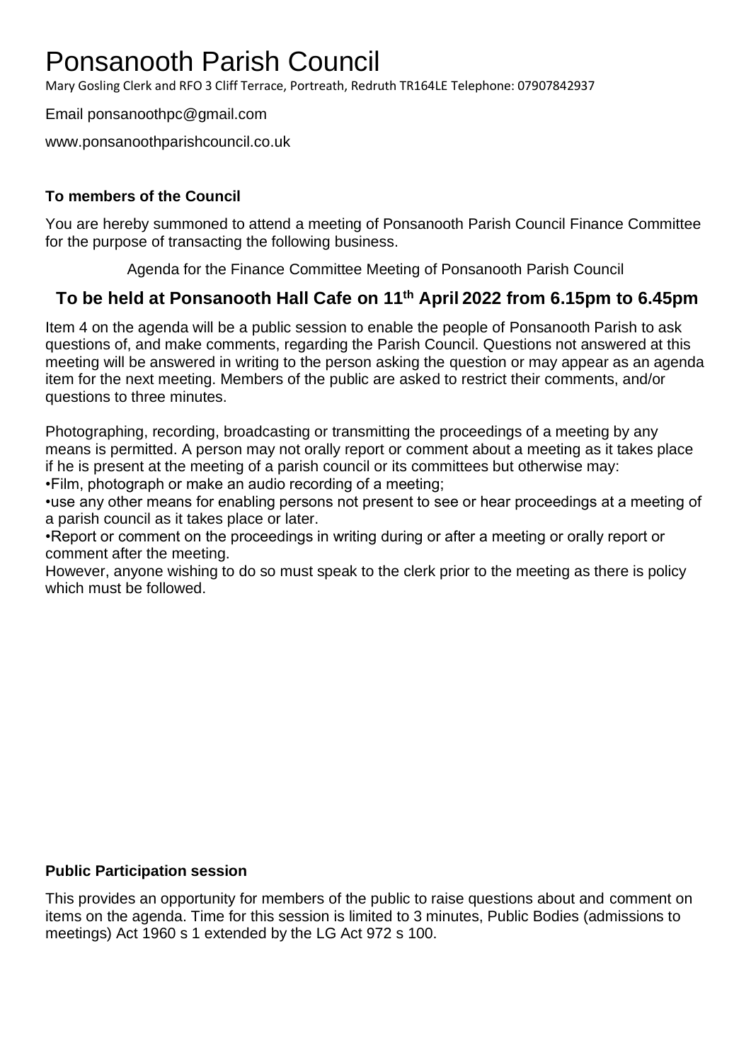# Ponsanooth Parish Council

Mary Gosling Clerk and RFO 3 Cliff Terrace, Portreath, Redruth TR164LE Telephone: 07907842937

Email ponsanoothpc@gmail.com

www.ponsanoothparishcouncil.co.uk

**To members of the Council**

You are hereby summoned to attend a meeting of Ponsanooth Parish Council Finance Committee for the purpose of transacting the following business.

Agenda for the Finance Committee Meeting of Ponsanooth Parish Council

## To be held at Ponsanooth Hall Cafe on 11th April 2022 from 6.15pm to 6.45pm

Item 4 on the agenda will be a public session to enable the people of Ponsanooth Parish to ask questions of, and make comments, regarding the Parish Council. Questions not answered at this meeting will be answered in writing to the person asking the question or may appear as an agenda item for the next meeting. Members of the public are asked to restrict their comments, and/or questions to three minutes.

Photographing, recording, broadcasting or transmitting the proceedings of a meeting by any means is permitted. A person may not orally report or comment about a meeting as it takes place if he is present at the meeting of a parish council or its committees but otherwise may:

•Film, photograph or make an audio recording of a meeting;

•use any other means for enabling persons not present to see or hear proceedings at a meeting of a parish council as it takes place or later.

•Report or comment on the proceedings in writing during or after a meeting or orally report or comment after the meeting.

However, anyone wishing to do so must speak to the clerk prior to the meeting as there is policy which must be followed.

**Public Participation session**

This provides an opportunity for members of the public to raise questions about and comment on items on the agenda. Time for this session is limited to 3 minutes, Public Bodies (admissions to meetings) Act 1960 s 1 extended by the LG Act 972 s 100.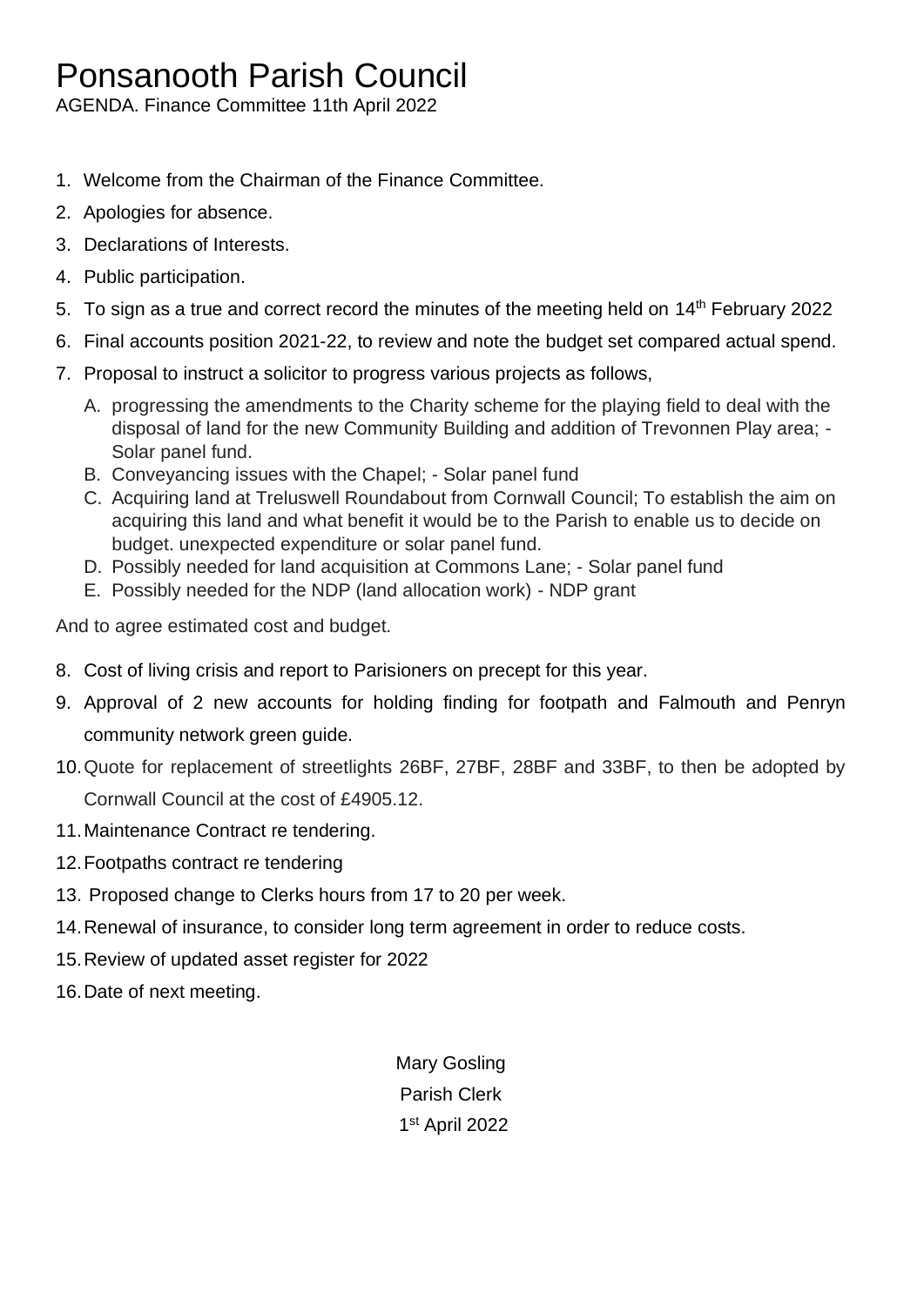# Ponsanooth Parish Council

AGENDA. Finance Committee 11th April 2022

1. Welcome from the Chairman of the Finance Committee.
2. Apologies for absence.
3. Declarations of Interests.
4. Public participation.
5. To sign as a true and correct record the minutes of the meeting held on 14th February 2022
6. Final accounts position 2021-22, to review and note the budget set compared actual spend.
7. Proposal to instruct a solicitor to progress various projects as follows,
   A. progressing the amendments to the Charity scheme for the playing field to deal with the disposal of land for the new Community Building and addition of Trevonnen Play area; - Solar panel fund.
   B. Conveyancing issues with the Chapel; - Solar panel fund
   C. Acquiring land at Treluswell Roundabout from Cornwall Council; To establish the aim on acquiring this land and what benefit it would be to the Parish to enable us to decide on budget. unexpected expenditure or solar panel fund.
   D. Possibly needed for land acquisition at Commons Lane; - Solar panel fund
   E. Possibly needed for the NDP (land allocation work) - NDP grant

And to agree estimated cost and budget.

8. Cost of living crisis and report to Parisioners on precept for this year.
9. Approval of 2 new accounts for holding finding for footpath and Falmouth and Penryn community network green guide.
10. Quote for replacement of streetlights 26BF, 27BF, 28BF and 33BF, to then be adopted by Cornwall Council at the cost of £4905.12.
11. Maintenance Contract re tendering.
12. Footpaths contract re tendering
13. Proposed change to Clerks hours from 17 to 20 per week.
14. Renewal of insurance, to consider long term agreement in order to reduce costs.
15. Review of updated asset register for 2022
16. Date of next meeting.

Mary Gosling

Parish Clerk

1st April 2022